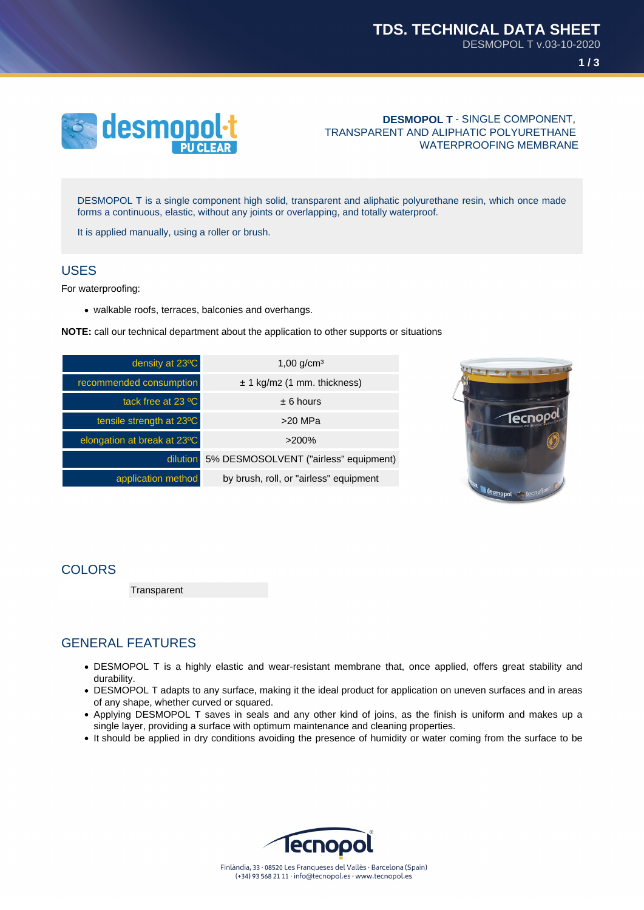**DESMOPOL T** - SINGLE COMPONENT, TRANSPARENT AND ALIPHATIC POLYURETHANE WATERPROOFING MEMBRANE

DESMOPOL T is a single component high solid, transparent and aliphatic polyurethane resin, which once made forms a continuous, elastic, without any joints or overlapping, and totally waterproof.

It is applied manually, using a roller or brush.

## USES

For waterproofing:

- walkable roofs, terraces, balconies and overhangs.

**NOTE:** call our technical department about the application to other supports or situations

| | |
|---|---|
| density at 23ºC | 1,00 g/cm³ |
| recommended consumption | ± 1 kg/m2 (1 mm. thickness) |
| tack free at 23 ºC | ± 6 hours |
| tensile strength at 23ºC | >20 MPa |
| elongation at break at 23ºC | >200% |
| dilution | 5% DESMOSOLVENT ("airless" equipment) |
| application method | by brush, roll, or "airless" equipment |

## COLORS

Transparent

## GENERAL FEATURES

- DESMOPOL T is a highly elastic and wear-resistant membrane that, once applied, offers great stability and durability.
- DESMOPOL T adapts to any surface, making it the ideal product for application on uneven surfaces and in areas of any shape, whether curved or squared.
- Applying DESMOPOL T saves in seals and any other kind of joins, as the finish is uniform and makes up a single layer, providing a surface with optimum maintenance and cleaning properties.
- It should be applied in dry conditions avoiding the presence of humidity or water coming from the surface to be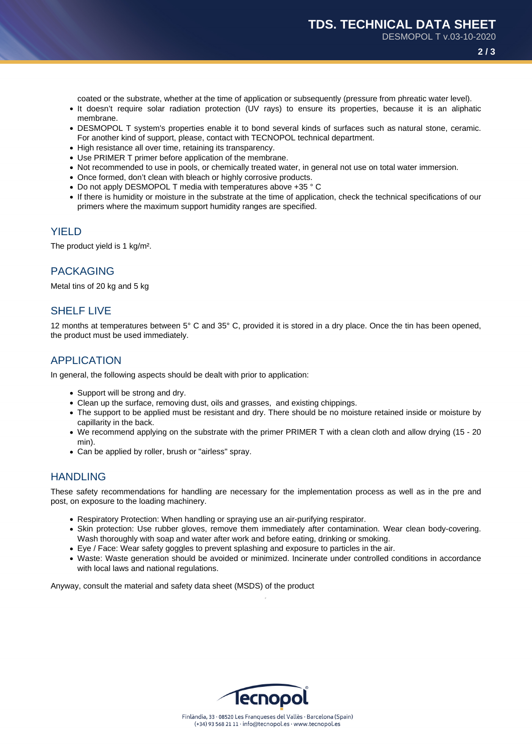coated or the substrate, whether at the time of application or subsequently (pressure from phreatic water level).

- It doesn't require solar radiation protection (UV rays) to ensure its properties, because it is an aliphatic membrane.
- DESMOPOL T system's properties enable it to bond several kinds of surfaces such as natural stone, ceramic. For another kind of support, please, contact with TECNOPOL technical department.
- High resistance all over time, retaining its transparency.
- Use PRIMER T primer before application of the membrane.
- Not recommended to use in pools, or chemically treated water, in general not use on total water immersion.
- Once formed, don't clean with bleach or highly corrosive products.
- Do not apply DESMOPOL T media with temperatures above +35 ° C
- If there is humidity or moisture in the substrate at the time of application, check the technical specifications of our primers where the maximum support humidity ranges are specified.

## YIELD

The product yield is 1 kg/m².

## PACKAGING

Metal tins of 20 kg and 5 kg

## SHELF LIVE

12 months at temperatures between 5° C and 35° C, provided it is stored in a dry place. Once the tin has been opened, the product must be used immediately.

## APPLICATION

In general, the following aspects should be dealt with prior to application:

- Support will be strong and dry.
- Clean up the surface, removing dust, oils and grasses, and existing chippings.
- The support to be applied must be resistant and dry. There should be no moisture retained inside or moisture by capillarity in the back.
- We recommend applying on the substrate with the primer PRIMER T with a clean cloth and allow drying (15 - 20 min).
- Can be applied by roller, brush or "airless" spray.

## HANDLING

These safety recommendations for handling are necessary for the implementation process as well as in the pre and post, on exposure to the loading machinery.

- Respiratory Protection: When handling or spraying use an air-purifying respirator.
- Skin protection: Use rubber gloves, remove them immediately after contamination. Wear clean body-covering. Wash thoroughly with soap and water after work and before eating, drinking or smoking.
- Eye / Face: Wear safety goggles to prevent splashing and exposure to particles in the air.
- Waste: Waste generation should be avoided or minimized. Incinerate under controlled conditions in accordance with local laws and national regulations.

Anyway, consult the material and safety data sheet (MSDS) of the product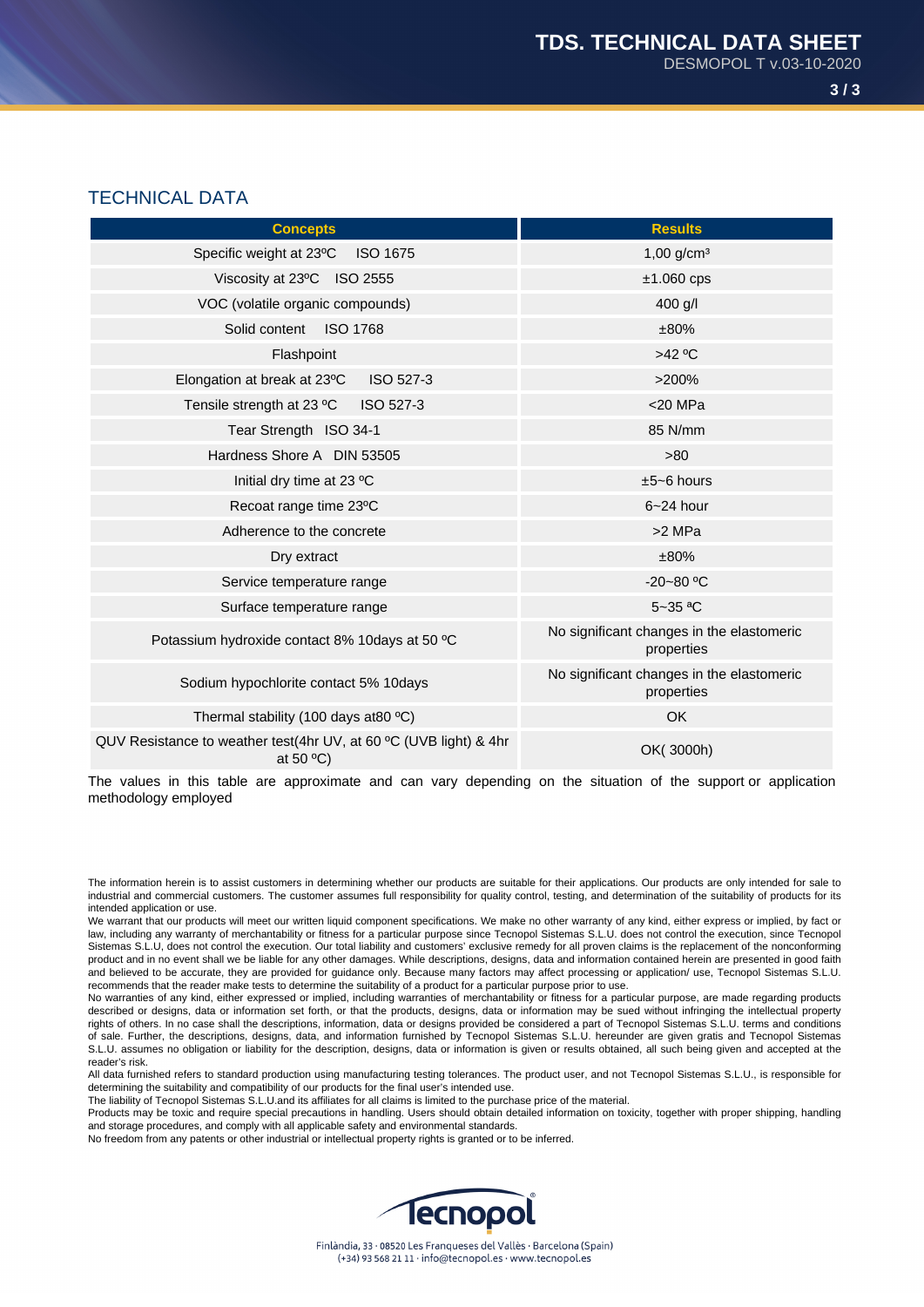## TECHNICAL DATA

| Concepts | Results |
|---|---|
| Specific weight at 23ºC ISO 1675 | 1,00 g/cm³ |
| Viscosity at 23ºC ISO 2555 | ±1.060 cps |
| VOC (volatile organic compounds) | 400 g/l |
| Solid content ISO 1768 | ±80% |
| Flashpoint | >42 ºC |
| Elongation at break at 23ºC ISO 527-3 | >200% |
| Tensile strength at 23 ºC ISO 527-3 | <20 MPa |
| Tear Strength ISO 34-1 | 85 N/mm |
| Hardness Shore A DIN 53505 | >80 |
| Initial dry time at 23 ºC | ±5~6 hours |
| Recoat range time 23ºC | 6~24 hour |
| Adherence to the concrete | >2 MPa |
| Dry extract | ±80% |
| Service temperature range | -20~80 ºC |
| Surface temperature range | 5~35 ªC |
| Potassium hydroxide contact 8% 10days at 50 ºC | No significant changes in the elastomeric properties |
| Sodium hypochlorite contact 5% 10days | No significant changes in the elastomeric properties |
| Thermal stability (100 days at80 ºC) | OK |
| QUV Resistance to weather test(4hr UV, at 60 ºC (UVB light) & 4hr at 50 ºC) | OK( 3000h) |

The values in this table are approximate and can vary depending on the situation of the support or application methodology employed

The information herein is to assist customers in determining whether our products are suitable for their applications. Our products are only intended for sale to industrial and commercial customers. The customer assumes full responsibility for quality control, testing, and determination of the suitability of products for its intended application or use.

We warrant that our products will meet our written liquid component specifications. We make no other warranty of any kind, either express or implied, by fact or law, including any warranty of merchantability or fitness for a particular purpose since Tecnopol Sistemas S.L.U. does not control the execution, since Tecnopol Sistemas S.L.U, does not control the execution. Our total liability and customers' exclusive remedy for all proven claims is the replacement of the nonconforming product and in no event shall we be liable for any other damages. While descriptions, designs, data and information contained herein are presented in good faith and believed to be accurate, they are provided for guidance only. Because many factors may affect processing or application/ use, Tecnopol Sistemas S.L.U. recommends that the reader make tests to determine the suitability of a product for a particular purpose prior to use.

No warranties of any kind, either expressed or implied, including warranties of merchantability or fitness for a particular purpose, are made regarding products described or designs, data or information set forth, or that the products, designs, data or information may be sued without infringing the intellectual property rights of others. In no case shall the descriptions, information, data or designs provided be considered a part of Tecnopol Sistemas S.L.U. terms and conditions of sale. Further, the descriptions, designs, data, and information furnished by Tecnopol Sistemas S.L.U. hereunder are given gratis and Tecnopol Sistemas S.L.U. assumes no obligation or liability for the description, designs, data or information is given or results obtained, all such being given and accepted at the reader's risk.

All data furnished refers to standard production using manufacturing testing tolerances. The product user, and not Tecnopol Sistemas S.L.U., is responsible for determining the suitability and compatibility of our products for the final user's intended use.

The liability of Tecnopol Sistemas S.L.U.and its affiliates for all claims is limited to the purchase price of the material.

Products may be toxic and require special precautions in handling. Users should obtain detailed information on toxicity, together with proper shipping, handling and storage procedures, and comply with all applicable safety and environmental standards.

No freedom from any patents or other industrial or intellectual property rights is granted or to be inferred.

tecnopol

Finlàndia, 33 · 08520 Les Franqueses del Vallès · Barcelona (Spain)
(+34) 93 568 21 11 · info@tecnopol.es · www.tecnopol.es